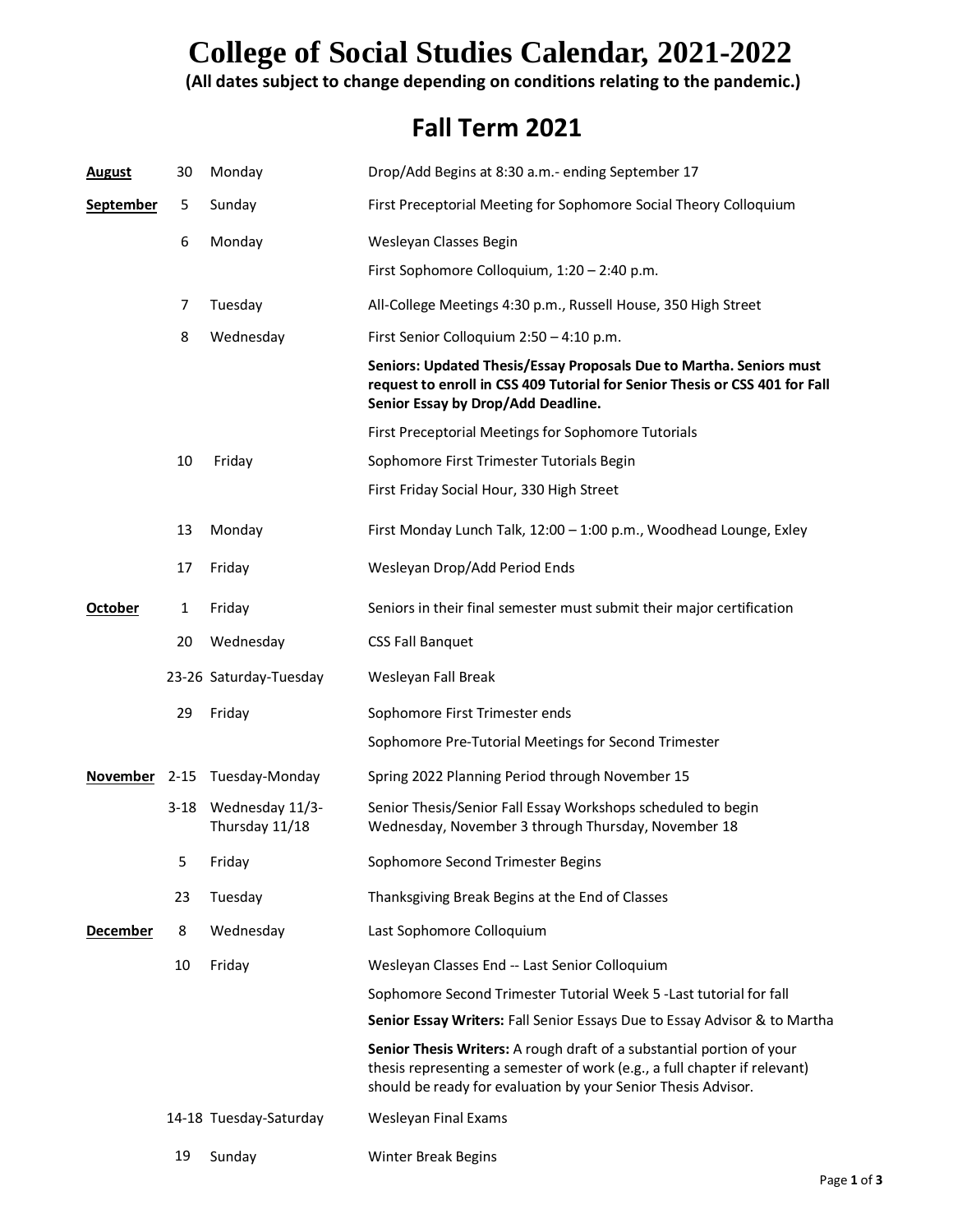# College of Social Studies Calendar, 2021-2022

**(All dates subject to change depending on conditions relating to the pandemic.)**

## Fall Term 2021

| Month | Date | Day | Event |
|---|---|---|---|
| **August** | 30 | Monday | Drop/Add Begins at 8:30 a.m.- ending September 17 |
| **September** | 5 | Sunday | First Preceptorial Meeting for Sophomore Social Theory Colloquium |
| | 6 | Monday | Wesleyan Classes Begin |
| | | | First Sophomore Colloquium, 1:20 – 2:40 p.m. |
| | 7 | Tuesday | All-College Meetings 4:30 p.m., Russell House, 350 High Street |
| | 8 | Wednesday | First Senior Colloquium 2:50 – 4:10 p.m. |
| | | | **Seniors: Updated Thesis/Essay Proposals Due to Martha. Seniors must request to enroll in CSS 409 Tutorial for Senior Thesis or CSS 401 for Fall Senior Essay by Drop/Add Deadline.** |
| | | | First Preceptorial Meetings for Sophomore Tutorials |
| | 10 | Friday | Sophomore First Trimester Tutorials Begin |
| | | | First Friday Social Hour, 330 High Street |
| | 13 | Monday | First Monday Lunch Talk, 12:00 – 1:00 p.m., Woodhead Lounge, Exley |
| | 17 | Friday | Wesleyan Drop/Add Period Ends |
| **October** | 1 | Friday | Seniors in their final semester must submit their major certification |
| | 20 | Wednesday | CSS Fall Banquet |
| | 23-26 | Saturday-Tuesday | Wesleyan Fall Break |
| | 29 | Friday | Sophomore First Trimester ends |
| | | | Sophomore Pre-Tutorial Meetings for Second Trimester |
| **November** | 2-15 | Tuesday-Monday | Spring 2022 Planning Period through November 15 |
| | 3-18 | Wednesday 11/3-Thursday 11/18 | Senior Thesis/Senior Fall Essay Workshops scheduled to begin Wednesday, November 3 through Thursday, November 18 |
| | 5 | Friday | Sophomore Second Trimester Begins |
| | 23 | Tuesday | Thanksgiving Break Begins at the End of Classes |
| **December** | 8 | Wednesday | Last Sophomore Colloquium |
| | 10 | Friday | Wesleyan Classes End -- Last Senior Colloquium |
| | | | Sophomore Second Trimester Tutorial Week 5 -Last tutorial for fall |
| | | | **Senior Essay Writers:** Fall Senior Essays Due to Essay Advisor & to Martha |
| | | | **Senior Thesis Writers:** A rough draft of a substantial portion of your thesis representing a semester of work (e.g., a full chapter if relevant) should be ready for evaluation by your Senior Thesis Advisor. |
| | 14-18 | Tuesday-Saturday | Wesleyan Final Exams |
| | 19 | Sunday | Winter Break Begins |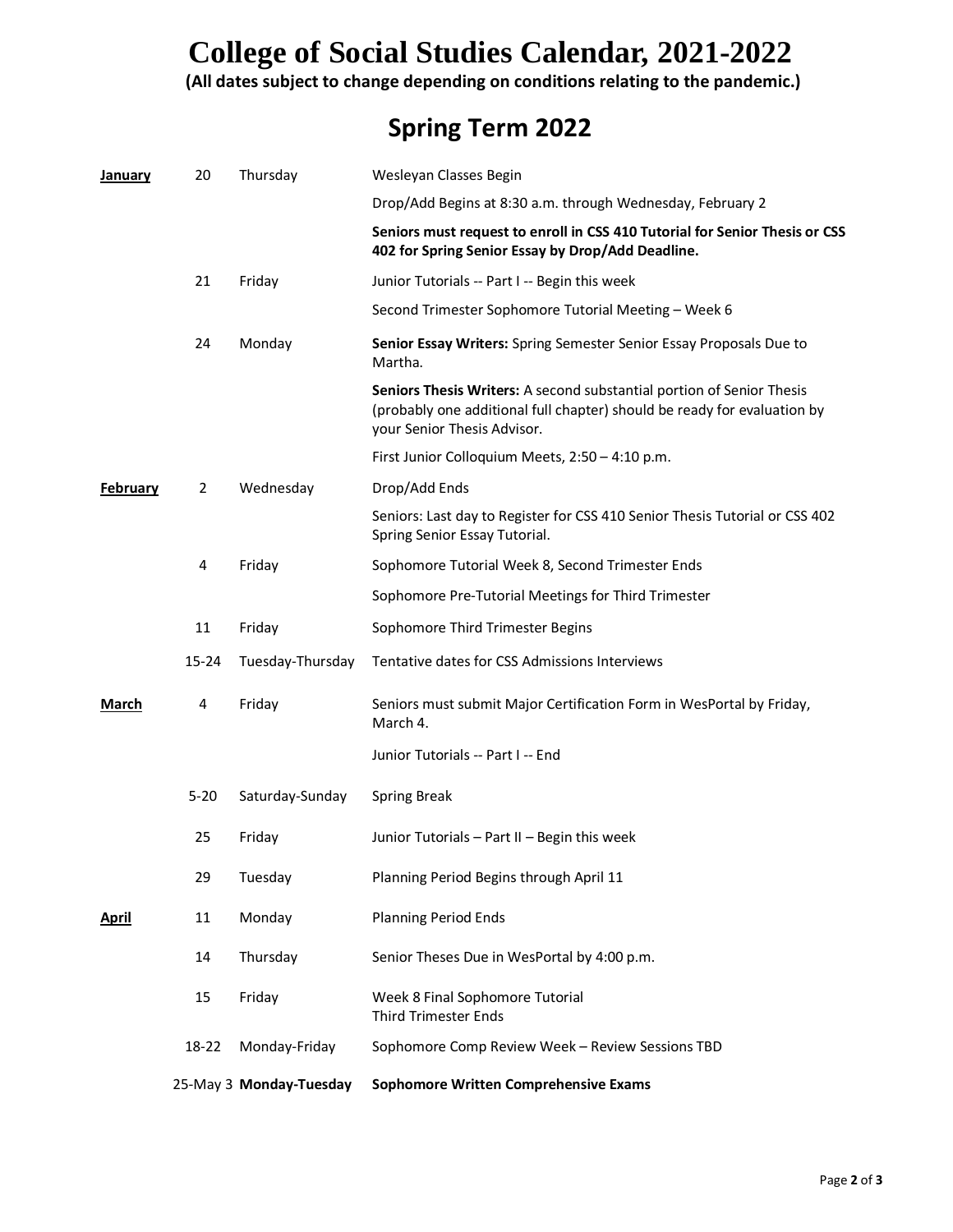# College of Social Studies Calendar, 2021-2022

**(All dates subject to change depending on conditions relating to the pandemic.)**

## Spring Term 2022

| Month | Date | Day | Event |
|---|---|---|---|
| **January** | 20 | Thursday | Wesleyan Classes Begin |
| | | | Drop/Add Begins at 8:30 a.m. through Wednesday, February 2 |
| | | | **Seniors must request to enroll in CSS 410 Tutorial for Senior Thesis or CSS 402 for Spring Senior Essay by Drop/Add Deadline.** |
| | 21 | Friday | Junior Tutorials -- Part I -- Begin this week |
| | | | Second Trimester Sophomore Tutorial Meeting – Week 6 |
| | 24 | Monday | **Senior Essay Writers:** Spring Semester Senior Essay Proposals Due to Martha. |
| | | | **Seniors Thesis Writers:** A second substantial portion of Senior Thesis (probably one additional full chapter) should be ready for evaluation by your Senior Thesis Advisor. |
| | | | First Junior Colloquium Meets, 2:50 – 4:10 p.m. |
| **February** | 2 | Wednesday | Drop/Add Ends |
| | | | Seniors: Last day to Register for CSS 410 Senior Thesis Tutorial or CSS 402 Spring Senior Essay Tutorial. |
| | 4 | Friday | Sophomore Tutorial Week 8, Second Trimester Ends |
| | | | Sophomore Pre-Tutorial Meetings for Third Trimester |
| | 11 | Friday | Sophomore Third Trimester Begins |
| | 15-24 | Tuesday-Thursday | Tentative dates for CSS Admissions Interviews |
| **March** | 4 | Friday | Seniors must submit Major Certification Form in WesPortal by Friday, March 4. |
| | | | Junior Tutorials -- Part I -- End |
| | 5-20 | Saturday-Sunday | Spring Break |
| | 25 | Friday | Junior Tutorials – Part II – Begin this week |
| | 29 | Tuesday | Planning Period Begins through April 11 |
| **April** | 11 | Monday | Planning Period Ends |
| | 14 | Thursday | Senior Theses Due in WesPortal by 4:00 p.m. |
| | 15 | Friday | Week 8 Final Sophomore Tutorial<br>Third Trimester Ends |
| | 18-22 | Monday-Friday | Sophomore Comp Review Week – Review Sessions TBD |
| | 25-May 3 | **Monday-Tuesday** | **Sophomore Written Comprehensive Exams** |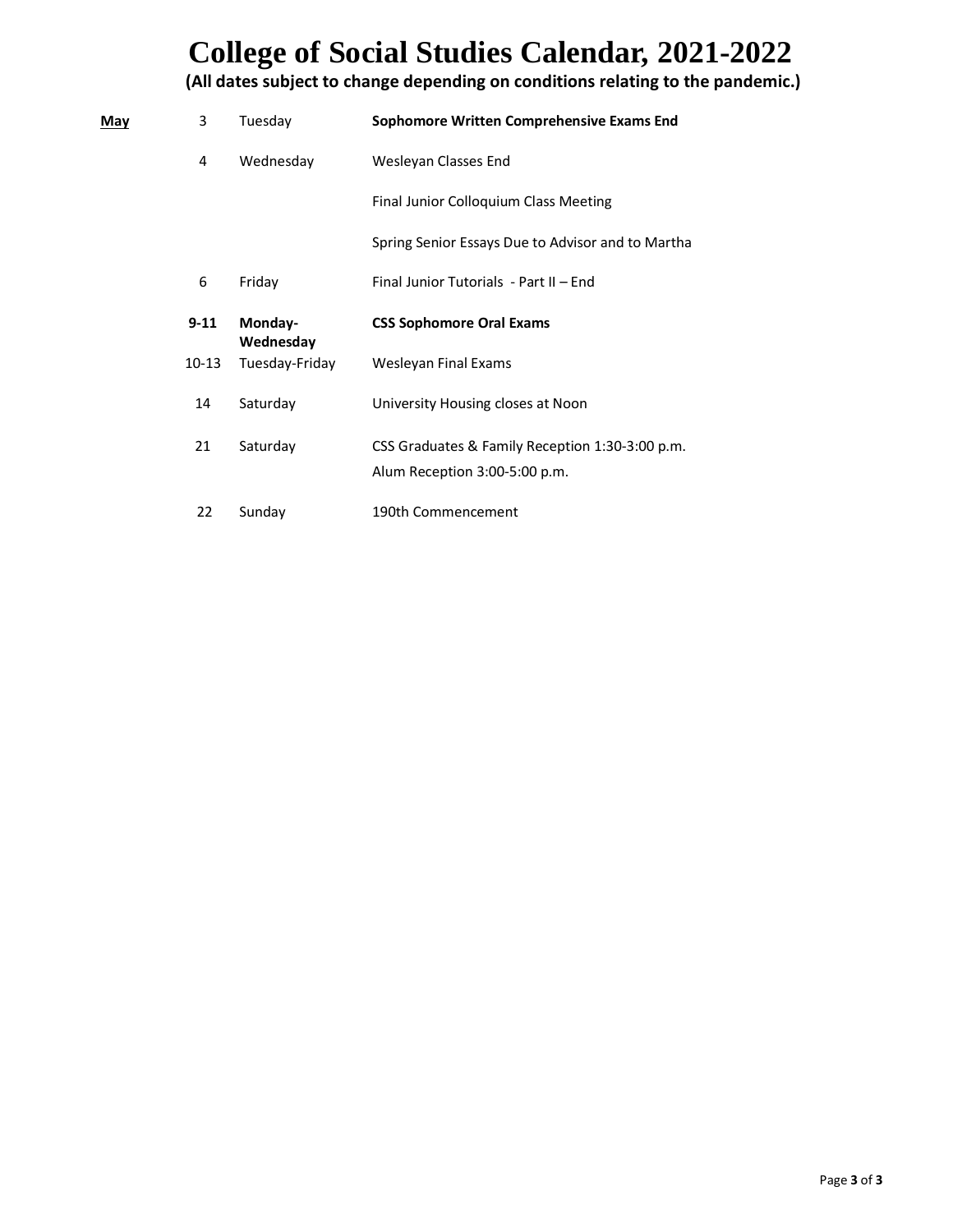# College of Social Studies Calendar, 2021-2022

**(All dates subject to change depending on conditions relating to the pandemic.)**

| | | | |
|---|---|---|---|
| **May** | 3 | Tuesday | **Sophomore Written Comprehensive Exams End** |
| | 4 | Wednesday | Wesleyan Classes End |
| | | | Final Junior Colloquium Class Meeting |
| | | | Spring Senior Essays Due to Advisor and to Martha |
| | 6 | Friday | Final Junior Tutorials - Part II – End |
| | **9-11** | **Monday-Wednesday** | **CSS Sophomore Oral Exams** |
| | 10-13 | Tuesday-Friday | Wesleyan Final Exams |
| | 14 | Saturday | University Housing closes at Noon |
| | 21 | Saturday | CSS Graduates & Family Reception 1:30-3:00 p.m.<br>Alum Reception 3:00-5:00 p.m. |
| | 22 | Sunday | 190th Commencement |